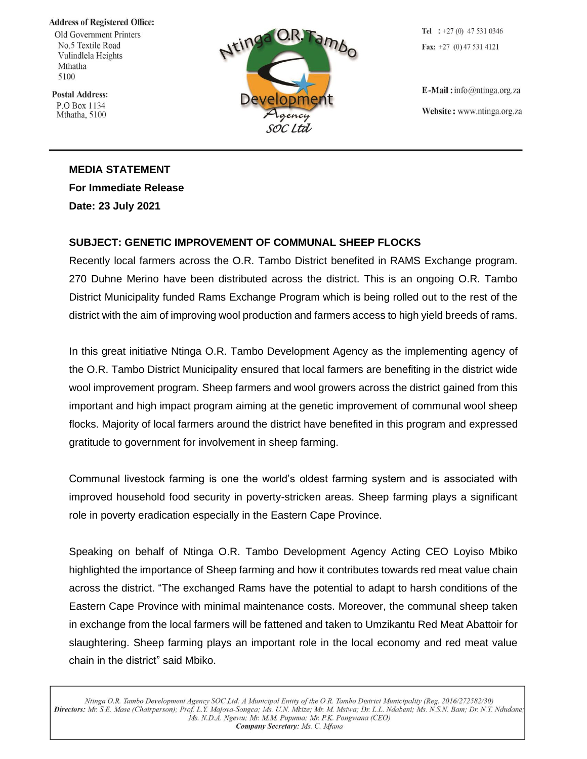Address of Registered Office:
Old Government Printers
No.5 Textile Road
Vulindlela Heights
Mthatha
5100

Postal Address:
P.O Box 1134
Mthatha, 5100

Ntinga O.R. Tambo Development Agency SOC Ltd

Tel : +27 (0) 47 531 0346
Fax: +27 (0) 47 531 4121

E-Mail : info@ntinga.org.za
Website : www.ntinga.org.za

---

**MEDIA STATEMENT**
**For Immediate Release**
**Date: 23 July 2021**

**SUBJECT: GENETIC IMPROVEMENT OF COMMUNAL SHEEP FLOCKS**

Recently local farmers across the O.R. Tambo District benefited in RAMS Exchange program. 270 Duhne Merino have been distributed across the district. This is an ongoing O.R. Tambo District Municipality funded Rams Exchange Program which is being rolled out to the rest of the district with the aim of improving wool production and farmers access to high yield breeds of rams.

In this great initiative Ntinga O.R. Tambo Development Agency as the implementing agency of the O.R. Tambo District Municipality ensured that local farmers are benefiting in the district wide wool improvement program. Sheep farmers and wool growers across the district gained from this important and high impact program aiming at the genetic improvement of communal wool sheep flocks. Majority of local farmers around the district have benefited in this program and expressed gratitude to government for involvement in sheep farming.

Communal livestock farming is one the world's oldest farming system and is associated with improved household food security in poverty-stricken areas. Sheep farming plays a significant role in poverty eradication especially in the Eastern Cape Province.

Speaking on behalf of Ntinga O.R. Tambo Development Agency Acting CEO Loyiso Mbiko highlighted the importance of Sheep farming and how it contributes towards red meat value chain across the district. "The exchanged Rams have the potential to adapt to harsh conditions of the Eastern Cape Province with minimal maintenance costs. Moreover, the communal sheep taken in exchange from the local farmers will be fattened and taken to Umzikantu Red Meat Abattoir for slaughtering. Sheep farming plays an important role in the local economy and red meat value chain in the district" said Mbiko.

*Ntinga O.R. Tambo Development Agency SOC Ltd: A Municipal Entity of the O.R. Tambo District Municipality (Reg. 2016/272582/30)*
***Directors:** Mr. S.E. Mase (Chairperson); Prof. L.Y. Majova-Songca; Ms. U.N. Mkize; Mr. M. Msiwa; Dr. L.L. Ndabeni; Ms. N.S.N. Bam; Dr. N.T. Ndudane; Ms. N.D.A. Ngewu; Mr. M.M. Pupuma; Mr. P.K. Pongwana (CEO)*
***Company Secretary:** Ms. C. Mfana*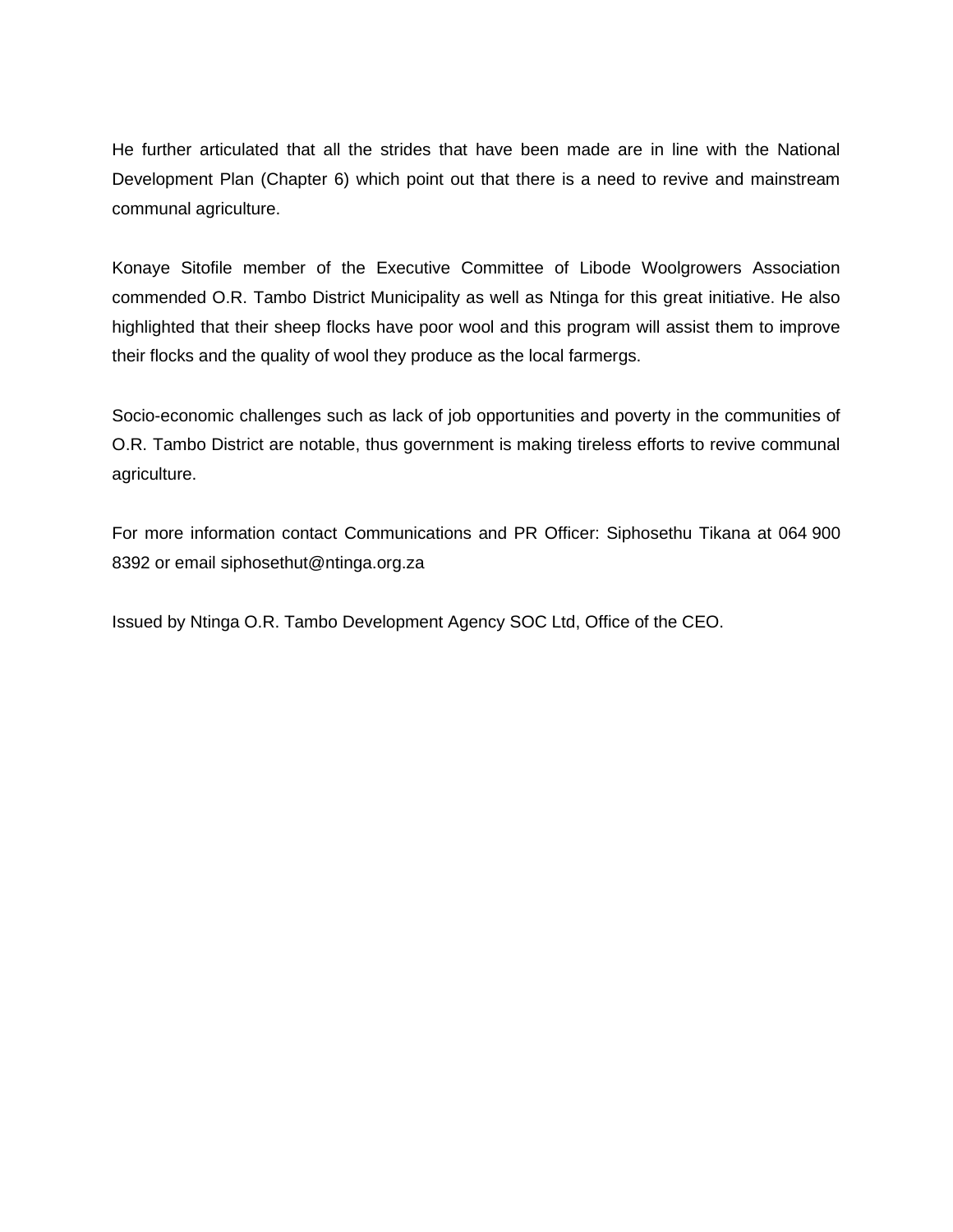He further articulated that all the strides that have been made are in line with the National Development Plan (Chapter 6) which point out that there is a need to revive and mainstream communal agriculture.

Konaye Sitofile member of the Executive Committee of Libode Woolgrowers Association commended O.R. Tambo District Municipality as well as Ntinga for this great initiative. He also highlighted that their sheep flocks have poor wool and this program will assist them to improve their flocks and the quality of wool they produce as the local farmergs.

Socio-economic challenges such as lack of job opportunities and poverty in the communities of O.R. Tambo District are notable, thus government is making tireless efforts to revive communal agriculture.

For more information contact Communications and PR Officer: Siphosethu Tikana at 064 900 8392 or email siphosethut@ntinga.org.za

Issued by Ntinga O.R. Tambo Development Agency SOC Ltd, Office of the CEO.